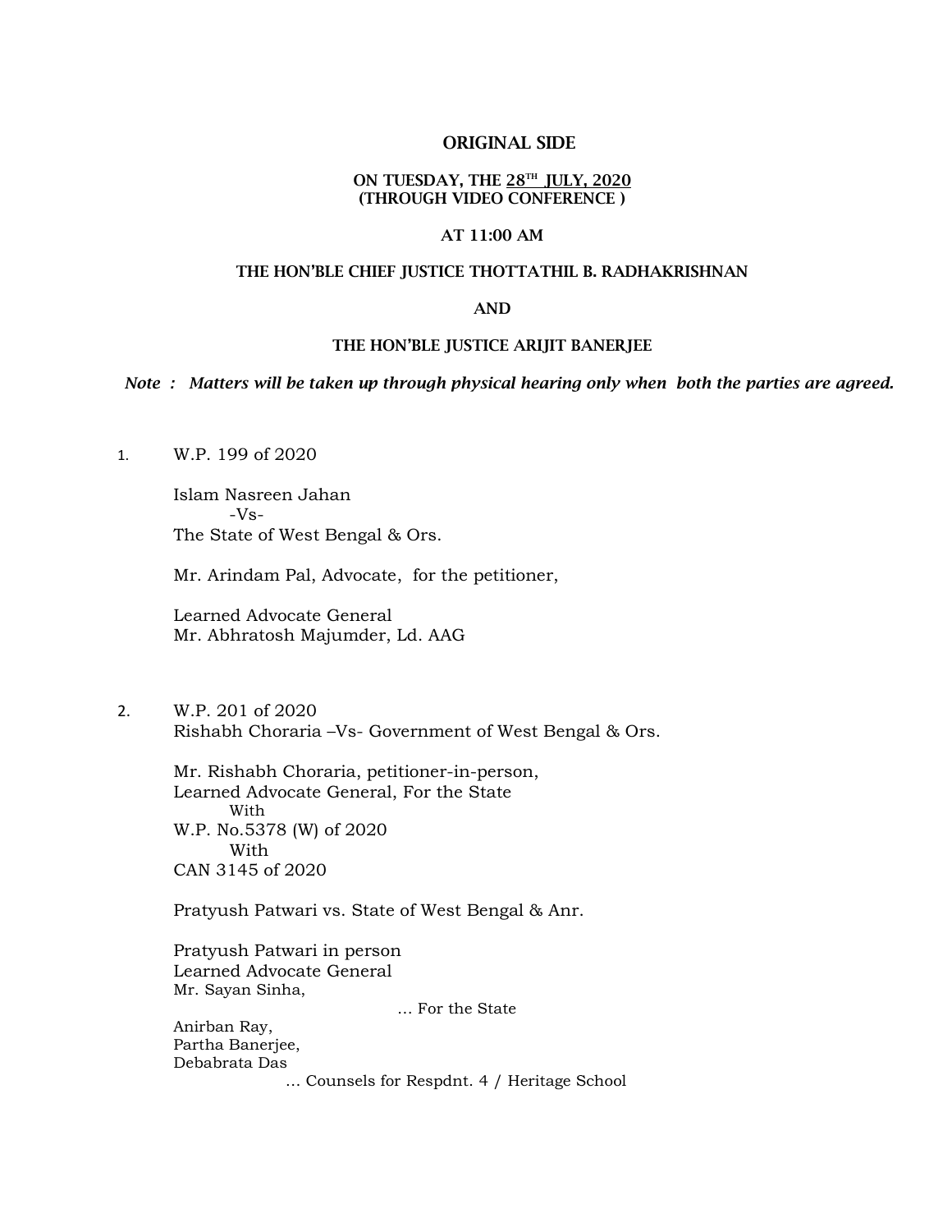# ORIGINAL SIDE

**ON TUESDAY, THE 28TH JULY, 2020**
**(THROUGH VIDEO CONFERENCE )**

**AT 11:00 AM**

**THE HON'BLE CHIEF JUSTICE THOTTATHIL B. RADHAKRISHNAN**

**AND**

**THE HON'BLE JUSTICE ARIJIT BANERJEE**

***Note : Matters will be taken up through physical hearing only when both the parties are agreed.***

1. W.P. 199 of 2020

   Islam Nasreen Jahan
   -Vs-
   The State of West Bengal & Ors.

   Mr. Arindam Pal, Advocate, for the petitioner,

   Learned Advocate General
   Mr. Abhratosh Majumder, Ld. AAG

2. W.P. 201 of 2020
   Rishabh Choraria –Vs- Government of West Bengal & Ors.

   Mr. Rishabh Choraria, petitioner-in-person,
   Learned Advocate General, For the State
   With
   W.P. No.5378 (W) of 2020
   With
   CAN 3145 of 2020

   Pratyush Patwari vs. State of West Bengal & Anr.

   Pratyush Patwari in person
   Learned Advocate General
   Mr. Sayan Sinha,
   … For the State
   Anirban Ray,
   Partha Banerjee,
   Debabrata Das
   … Counsels for Respdnt. 4 / Heritage School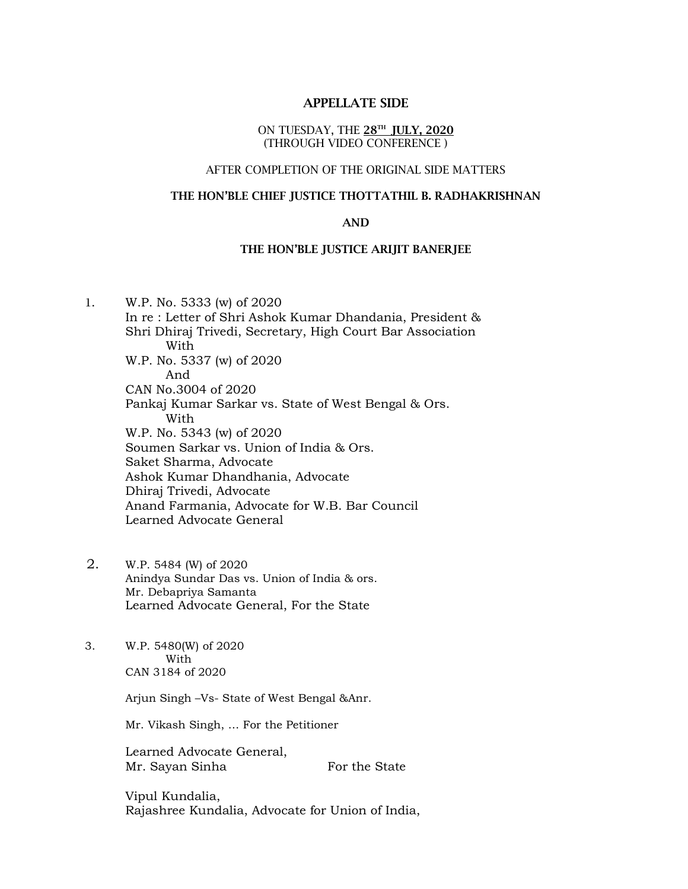**APPELLATE SIDE**

ON TUESDAY, THE **28TH JULY, 2020**
(THROUGH VIDEO CONFERENCE )

AFTER COMPLETION OF THE ORIGINAL SIDE MATTERS

**THE HON'BLE CHIEF JUSTICE THOTTATHIL B. RADHAKRISHNAN**

**AND**

**THE HON'BLE JUSTICE ARIJIT BANERJEE**

1. W.P. No. 5333 (w) of 2020
   In re : Letter of Shri Ashok Kumar Dhandania, President & Shri Dhiraj Trivedi, Secretary, High Court Bar Association
   With
   W.P. No. 5337 (w) of 2020
   And
   CAN No.3004 of 2020
   Pankaj Kumar Sarkar vs. State of West Bengal & Ors.
   With
   W.P. No. 5343 (w) of 2020
   Soumen Sarkar vs. Union of India & Ors.
   Saket Sharma, Advocate
   Ashok Kumar Dhandhania, Advocate
   Dhiraj Trivedi, Advocate
   Anand Farmania, Advocate for W.B. Bar Council
   Learned Advocate General

2. W.P. 5484 (W) of 2020
   Anindya Sundar Das vs. Union of India & ors.
   Mr. Debapriya Samanta
   Learned Advocate General, For the State

3. W.P. 5480(W) of 2020
   With
   CAN 3184 of 2020

   Arjun Singh –Vs- State of West Bengal &Anr.

   Mr. Vikash Singh, ... For the Petitioner

   Learned Advocate General,
   Mr. Sayan Sinha For the State

   Vipul Kundalia,
   Rajashree Kundalia, Advocate for Union of India,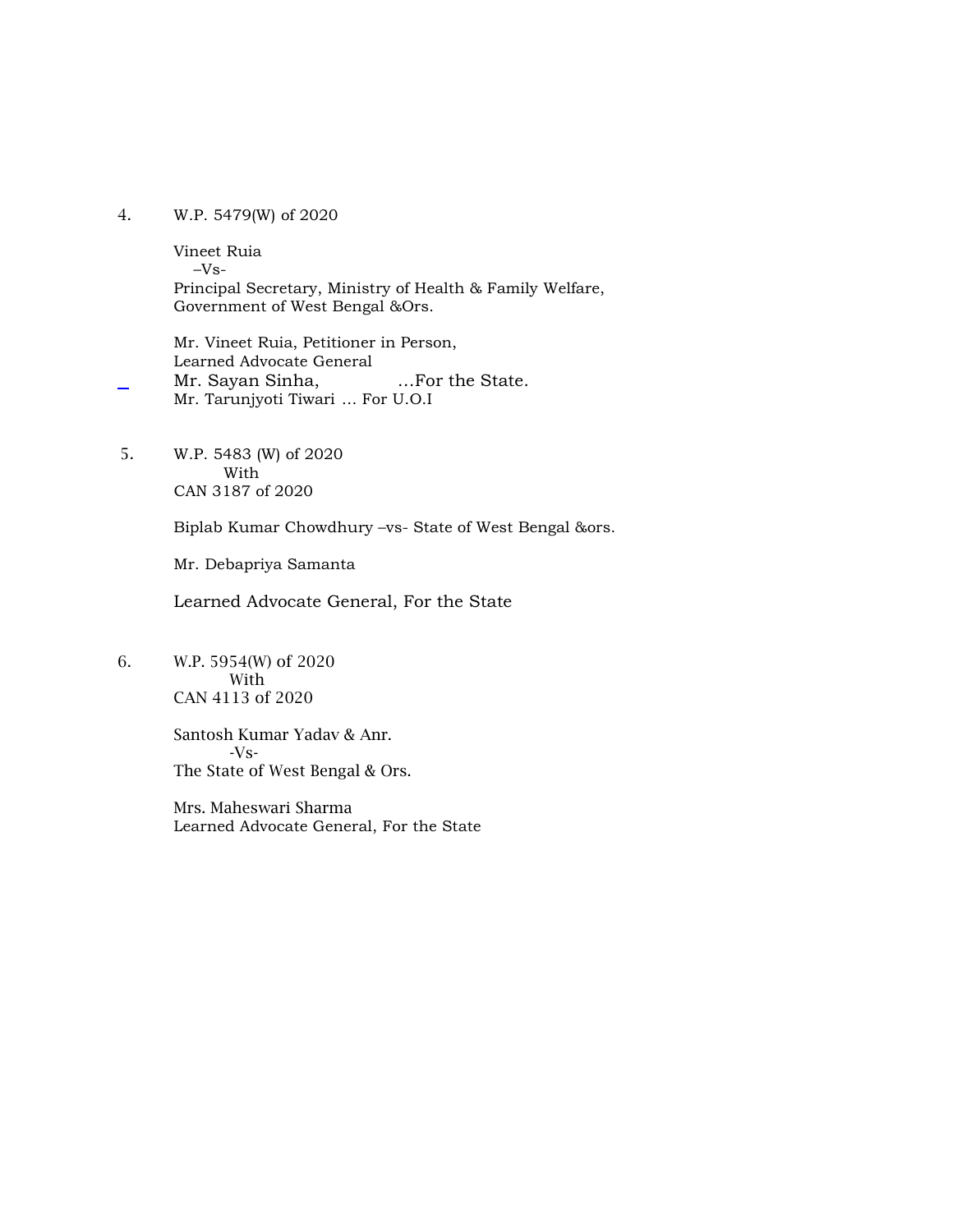4. W.P. 5479(W) of 2020

Vineet Ruia
–Vs-
Principal Secretary, Ministry of Health & Family Welfare, Government of West Bengal &Ors.

Mr. Vineet Ruia, Petitioner in Person,
Learned Advocate General
Mr. Sayan Sinha, …For the State.
Mr. Tarunjyoti Tiwari … For U.O.I

5. W.P. 5483 (W) of 2020
With
CAN 3187 of 2020

Biplab Kumar Chowdhury –vs- State of West Bengal &ors.

Mr. Debapriya Samanta

Learned Advocate General, For the State

6. W.P. 5954(W) of 2020
With
CAN 4113 of 2020

Santosh Kumar Yadav & Anr.
-Vs-
The State of West Bengal & Ors.

Mrs. Maheswari Sharma
Learned Advocate General, For the State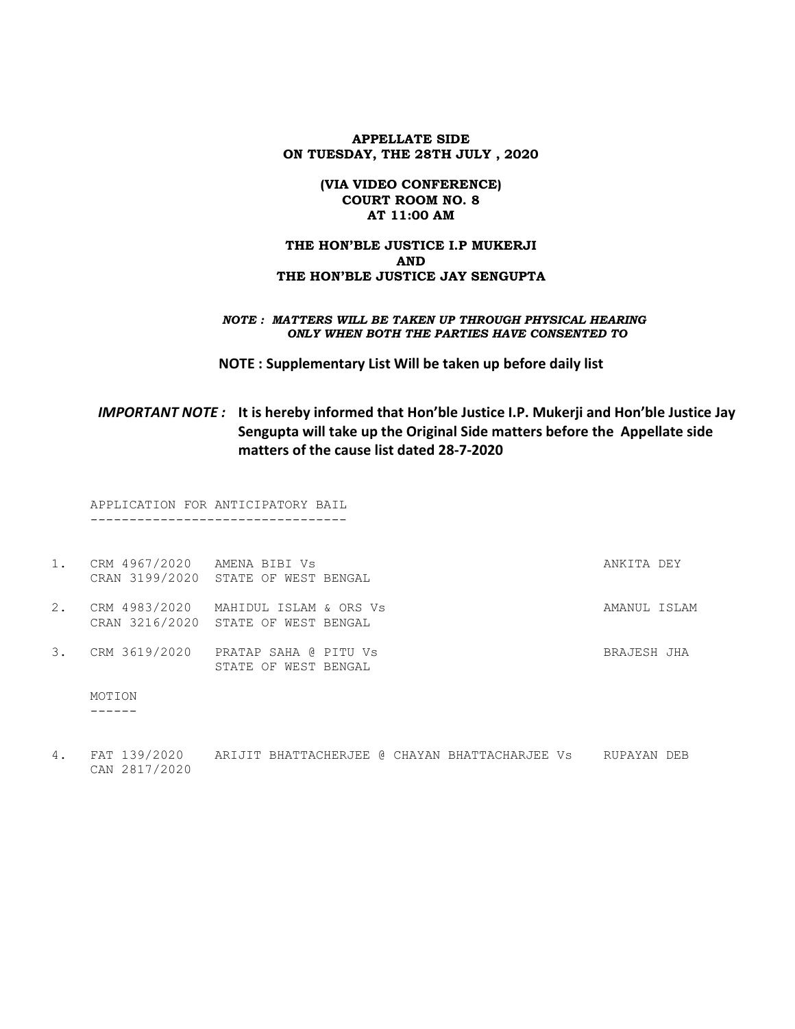**APPELLATE SIDE**
**ON TUESDAY, THE 28TH JULY , 2020**

**(VIA VIDEO CONFERENCE)**
**COURT ROOM NO. 8**
**AT 11:00 AM**

**THE HON'BLE JUSTICE I.P MUKERJI**
**AND**
**THE HON'BLE JUSTICE JAY SENGUPTA**

***NOTE : MATTERS WILL BE TAKEN UP THROUGH PHYSICAL HEARING ONLY WHEN BOTH THE PARTIES HAVE CONSENTED TO***

**NOTE : Supplementary List Will be taken up before daily list**

***IMPORTANT NOTE :*** **It is hereby informed that Hon'ble Justice I.P. Mukerji and Hon'ble Justice Jay Sengupta will take up the Original Side matters before the Appellate side matters of the cause list dated 28-7-2020**

APPLICATION FOR ANTICIPATORY BAIL
---------------------------------

| | | | |
|---|---|---|---|
| 1. | CRM 4967/2020<br>CRAN 3199/2020 | AMENA BIBI Vs<br>STATE OF WEST BENGAL | ANKITA DEY |
| 2. | CRM 4983/2020<br>CRAN 3216/2020 | MAHIDUL ISLAM & ORS Vs<br>STATE OF WEST BENGAL | AMANUL ISLAM |
| 3. | CRM 3619/2020 | PRATAP SAHA @ PITU Vs<br>STATE OF WEST BENGAL | BRAJESH JHA |

MOTION
------

| | | | |
|---|---|---|---|
| 4. | FAT 139/2020<br>CAN 2817/2020 | ARIJIT BHATTACHERJEE @ CHAYAN BHATTACHARJEE Vs | RUPAYAN DEB |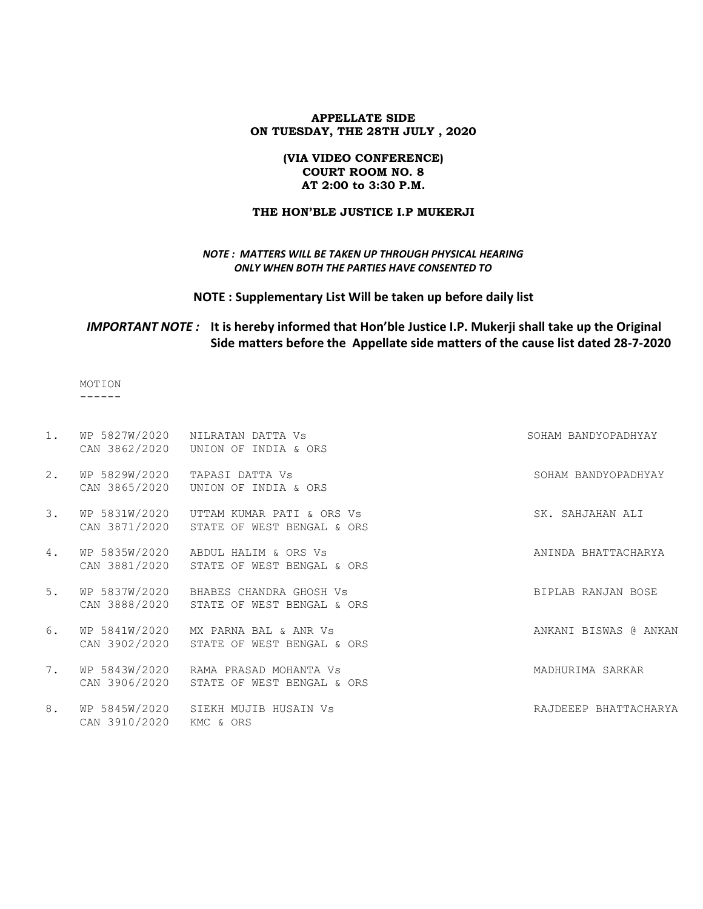**APPELLATE SIDE**
**ON TUESDAY, THE 28TH JULY , 2020**

**(VIA VIDEO CONFERENCE)**
**COURT ROOM NO. 8**
**AT 2:00 to 3:30 P.M.**

**THE HON'BLE JUSTICE I.P MUKERJI**

***NOTE : MATTERS WILL BE TAKEN UP THROUGH PHYSICAL HEARING ONLY WHEN BOTH THE PARTIES HAVE CONSENTED TO***

**NOTE : Supplementary List Will be taken up before daily list**

***IMPORTANT NOTE :*** **It is hereby informed that Hon'ble Justice I.P. Mukerji shall take up the Original Side matters before the Appellate side matters of the cause list dated 28-7-2020**

MOTION
------

| | | | |
|---|---|---|---|
| 1. | WP 5827W/2020<br>CAN 3862/2020 | NILRATAN DATTA Vs<br>UNION OF INDIA & ORS | SOHAM BANDYOPADHYAY |
| 2. | WP 5829W/2020<br>CAN 3865/2020 | TAPASI DATTA Vs<br>UNION OF INDIA & ORS | SOHAM BANDYOPADHYAY |
| 3. | WP 5831W/2020<br>CAN 3871/2020 | UTTAM KUMAR PATI & ORS Vs<br>STATE OF WEST BENGAL & ORS | SK. SAHJAHAN ALI |
| 4. | WP 5835W/2020<br>CAN 3881/2020 | ABDUL HALIM & ORS Vs<br>STATE OF WEST BENGAL & ORS | ANINDA BHATTACHARYA |
| 5. | WP 5837W/2020<br>CAN 3888/2020 | BHABES CHANDRA GHOSH Vs<br>STATE OF WEST BENGAL & ORS | BIPLAB RANJAN BOSE |
| 6. | WP 5841W/2020<br>CAN 3902/2020 | MX PARNA BAL & ANR Vs<br>STATE OF WEST BENGAL & ORS | ANKANI BISWAS @ ANKAN |
| 7. | WP 5843W/2020<br>CAN 3906/2020 | RAMA PRASAD MOHANTA Vs<br>STATE OF WEST BENGAL & ORS | MADHURIMA SARKAR |
| 8. | WP 5845W/2020<br>CAN 3910/2020 | SIEKH MUJIB HUSAIN Vs<br>KMC & ORS | RAJDEEEP BHATTACHARYA |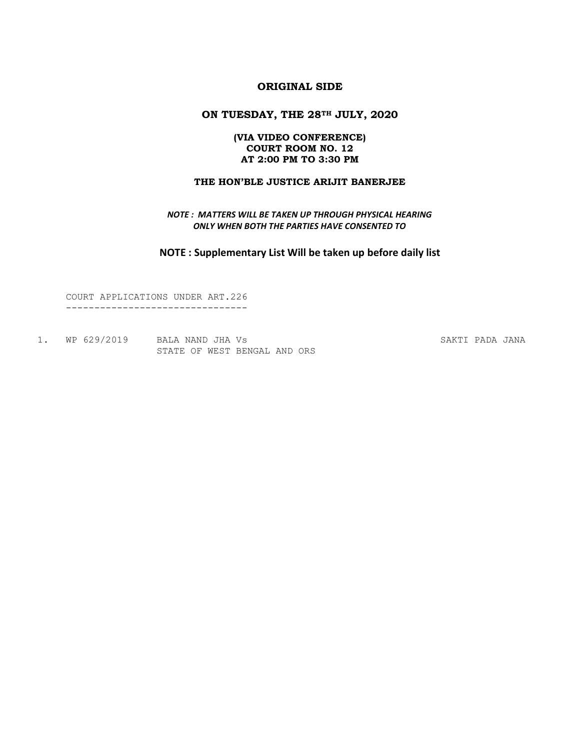**ORIGINAL SIDE**

**ON TUESDAY, THE 28TH JULY, 2020**

**(VIA VIDEO CONFERENCE)**
**COURT ROOM NO. 12**
**AT 2:00 PM TO 3:30 PM**

**THE HON'BLE JUSTICE ARIJIT BANERJEE**

***NOTE : MATTERS WILL BE TAKEN UP THROUGH PHYSICAL HEARING ONLY WHEN BOTH THE PARTIES HAVE CONSENTED TO***

**NOTE : Supplementary List Will be taken up before daily list**

COURT APPLICATIONS UNDER ART.226
--------------------------------

| | | | |
|---|---|---|---|
| 1. | WP 629/2019 | BALA NAND JHA Vs<br>STATE OF WEST BENGAL AND ORS | SAKTI PADA JANA |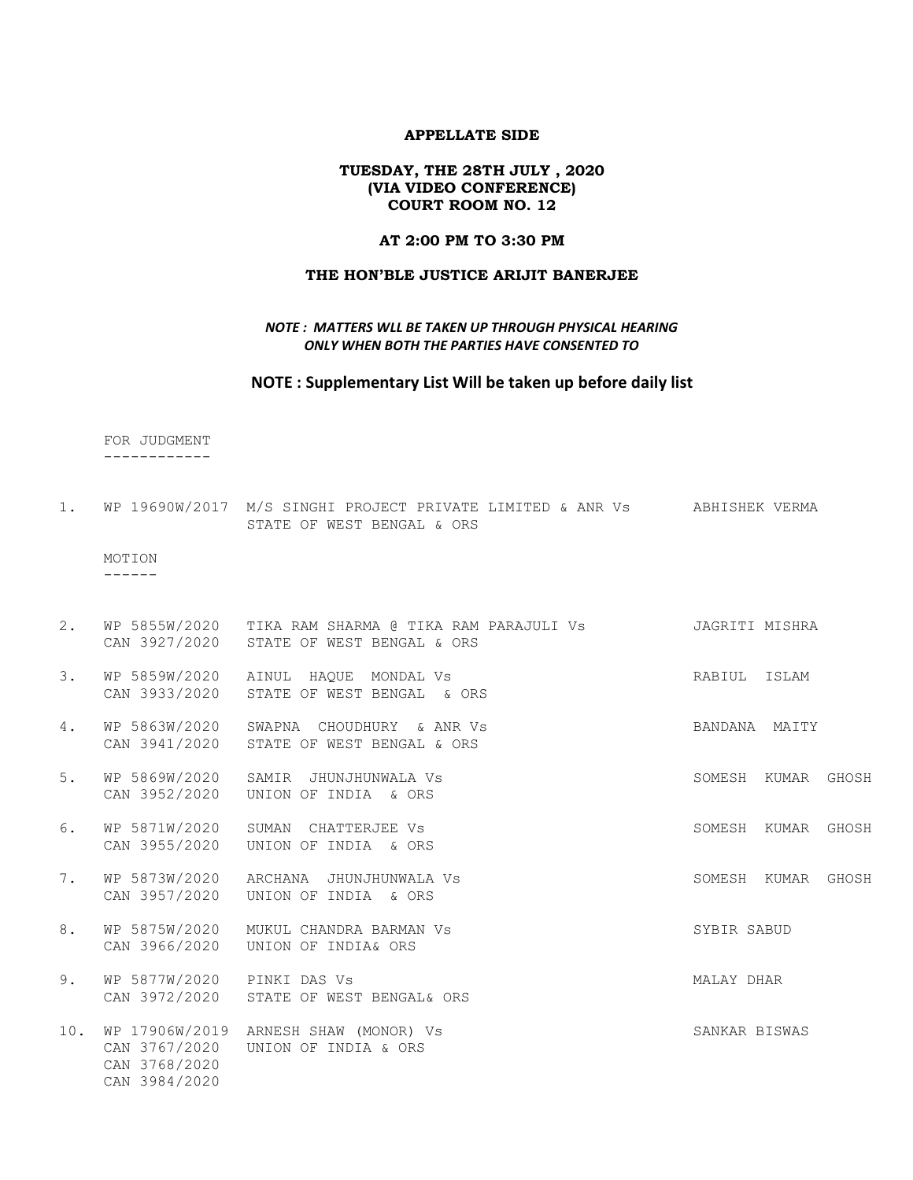**APPELLATE SIDE**

**TUESDAY, THE 28TH JULY , 2020**
**(VIA VIDEO CONFERENCE)**
**COURT ROOM NO. 12**

**AT 2:00 PM TO 3:30 PM**

**THE HON'BLE JUSTICE ARIJIT BANERJEE**

***NOTE : MATTERS WLL BE TAKEN UP THROUGH PHYSICAL HEARING ONLY WHEN BOTH THE PARTIES HAVE CONSENTED TO***

**NOTE : Supplementary List Will be taken up before daily list**

FOR JUDGMENT
------------

| | | | |
|---|---|---|---|
| 1. | WP 19690W/2017 | M/S SINGHI PROJECT PRIVATE LIMITED & ANR Vs STATE OF WEST BENGAL & ORS | ABHISHEK VERMA |

MOTION
------

| | | | |
|---|---|---|---|
| 2. | WP 5855W/2020<br>CAN 3927/2020 | TIKA RAM SHARMA @ TIKA RAM PARAJULI Vs<br>STATE OF WEST BENGAL & ORS | JAGRITI MISHRA |
| 3. | WP 5859W/2020<br>CAN 3933/2020 | AINUL HAQUE MONDAL Vs<br>STATE OF WEST BENGAL & ORS | RABIUL ISLAM |
| 4. | WP 5863W/2020<br>CAN 3941/2020 | SWAPNA CHOUDHURY & ANR Vs<br>STATE OF WEST BENGAL & ORS | BANDANA MAITY |
| 5. | WP 5869W/2020<br>CAN 3952/2020 | SAMIR JHUNJHUNWALA Vs<br>UNION OF INDIA & ORS | SOMESH KUMAR GHOSH |
| 6. | WP 5871W/2020<br>CAN 3955/2020 | SUMAN CHATTERJEE Vs<br>UNION OF INDIA & ORS | SOMESH KUMAR GHOSH |
| 7. | WP 5873W/2020<br>CAN 3957/2020 | ARCHANA JHUNJHUNWALA Vs<br>UNION OF INDIA & ORS | SOMESH KUMAR GHOSH |
| 8. | WP 5875W/2020<br>CAN 3966/2020 | MUKUL CHANDRA BARMAN Vs<br>UNION OF INDIA& ORS | SYBIR SABUD |
| 9. | WP 5877W/2020<br>CAN 3972/2020 | PINKI DAS Vs<br>STATE OF WEST BENGAL& ORS | MALAY DHAR |
| 10. | WP 17906W/2019<br>CAN 3767/2020<br>CAN 3768/2020<br>CAN 3984/2020 | ARNESH SHAW (MONOR) Vs<br>UNION OF INDIA & ORS | SANKAR BISWAS |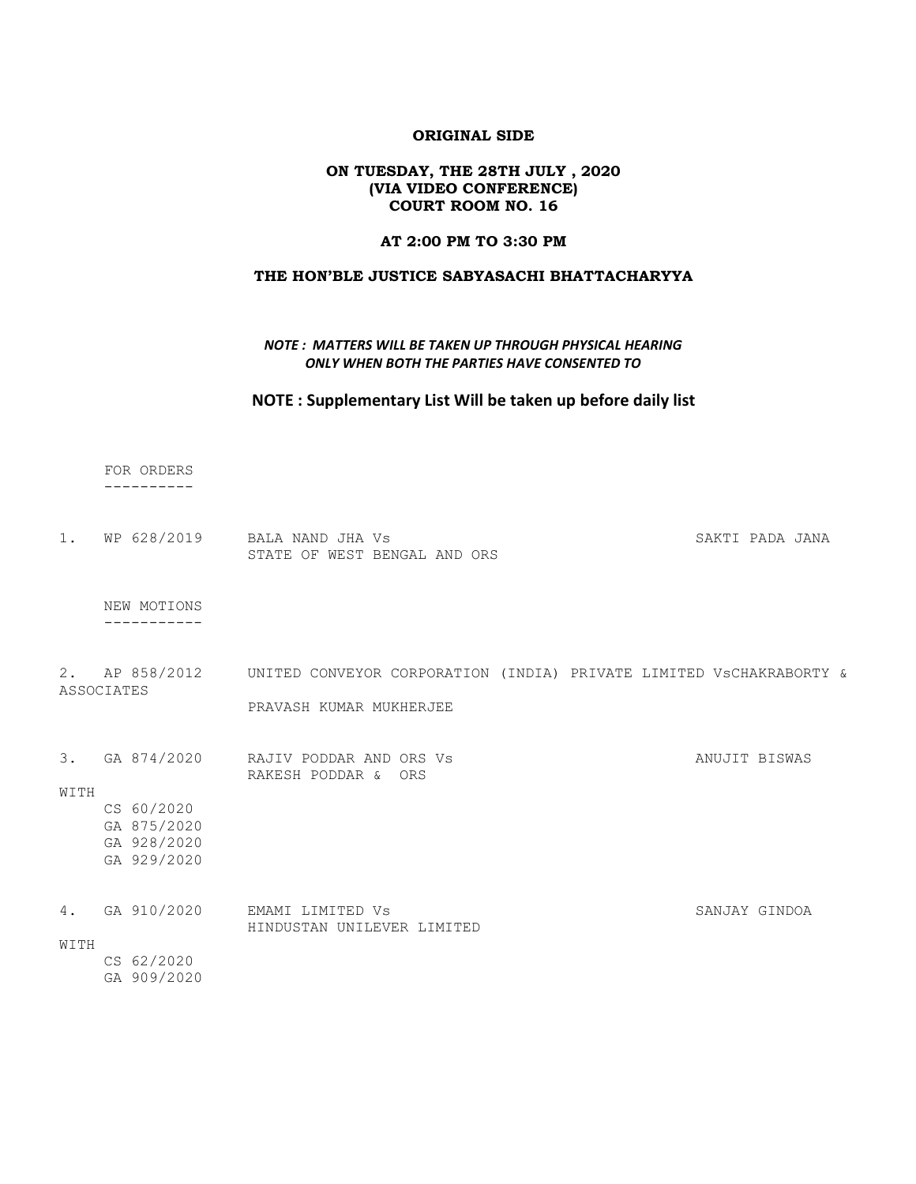**ORIGINAL SIDE**

**ON TUESDAY, THE 28TH JULY , 2020**
**(VIA VIDEO CONFERENCE)**
**COURT ROOM NO. 16**

**AT 2:00 PM TO 3:30 PM**

**THE HON'BLE JUSTICE SABYASACHI BHATTACHARYYA**

***NOTE : MATTERS WILL BE TAKEN UP THROUGH PHYSICAL HEARING ONLY WHEN BOTH THE PARTIES HAVE CONSENTED TO***

**NOTE : Supplementary List Will be taken up before daily list**

FOR ORDERS
----------

1. WP 628/2019 BALA NAND JHA Vs STATE OF WEST BENGAL AND ORS — SAKTI PADA JANA

NEW MOTIONS
-----------

2. AP 858/2012 UNITED CONVEYOR CORPORATION (INDIA) PRIVATE LIMITED VsCHAKRABORTY & ASSOCIATES
   PRAVASH KUMAR MUKHERJEE

3. GA 874/2020 RAJIV PODDAR AND ORS Vs RAKESH PODDAR & ORS — ANUJIT BISWAS
   WITH
   CS 60/2020
   GA 875/2020
   GA 928/2020
   GA 929/2020

4. GA 910/2020 EMAMI LIMITED Vs HINDUSTAN UNILEVER LIMITED — SANJAY GINDOA
   WITH
   CS 62/2020
   GA 909/2020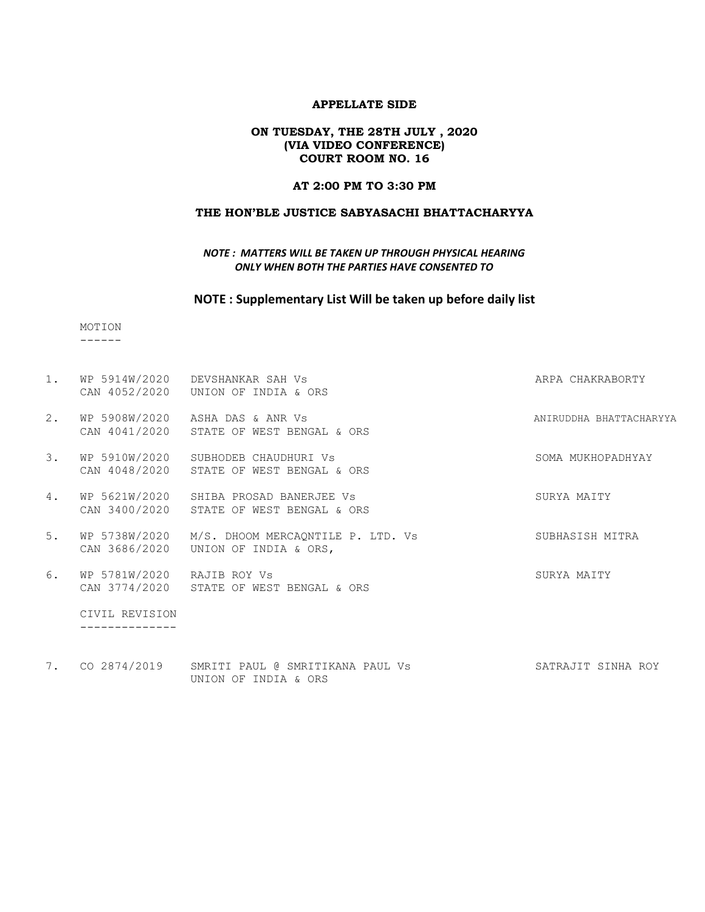**APPELLATE SIDE**

**ON TUESDAY, THE 28TH JULY , 2020**
**(VIA VIDEO CONFERENCE)**
**COURT ROOM NO. 16**

**AT 2:00 PM TO 3:30 PM**

**THE HON'BLE JUSTICE SABYASACHI BHATTACHARYYA**

***NOTE : MATTERS WILL BE TAKEN UP THROUGH PHYSICAL HEARING ONLY WHEN BOTH THE PARTIES HAVE CONSENTED TO***

**NOTE : Supplementary List Will be taken up before daily list**

MOTION
------

| | | | |
|---|---|---|---|
| 1. | WP 5914W/2020<br>CAN 4052/2020 | DEVSHANKAR SAH Vs<br>UNION OF INDIA & ORS | ARPA CHAKRABORTY |
| 2. | WP 5908W/2020<br>CAN 4041/2020 | ASHA DAS & ANR Vs<br>STATE OF WEST BENGAL & ORS | ANIRUDDHA BHATTACHARYYA |
| 3. | WP 5910W/2020<br>CAN 4048/2020 | SUBHODEB CHAUDHURI Vs<br>STATE OF WEST BENGAL & ORS | SOMA MUKHOPADHYAY |
| 4. | WP 5621W/2020<br>CAN 3400/2020 | SHIBA PROSAD BANERJEE Vs<br>STATE OF WEST BENGAL & ORS | SURYA MAITY |
| 5. | WP 5738W/2020<br>CAN 3686/2020 | M/S. DHOOM MERCAQNTILE P. LTD. Vs<br>UNION OF INDIA & ORS, | SUBHASISH MITRA |
| 6. | WP 5781W/2020<br>CAN 3774/2020 | RAJIB ROY Vs<br>STATE OF WEST BENGAL & ORS | SURYA MAITY |

CIVIL REVISION
--------------

| | | | |
|---|---|---|---|
| 7. | CO 2874/2019 | SMRITI PAUL @ SMRITIKANA PAUL Vs<br>UNION OF INDIA & ORS | SATRAJIT SINHA ROY |